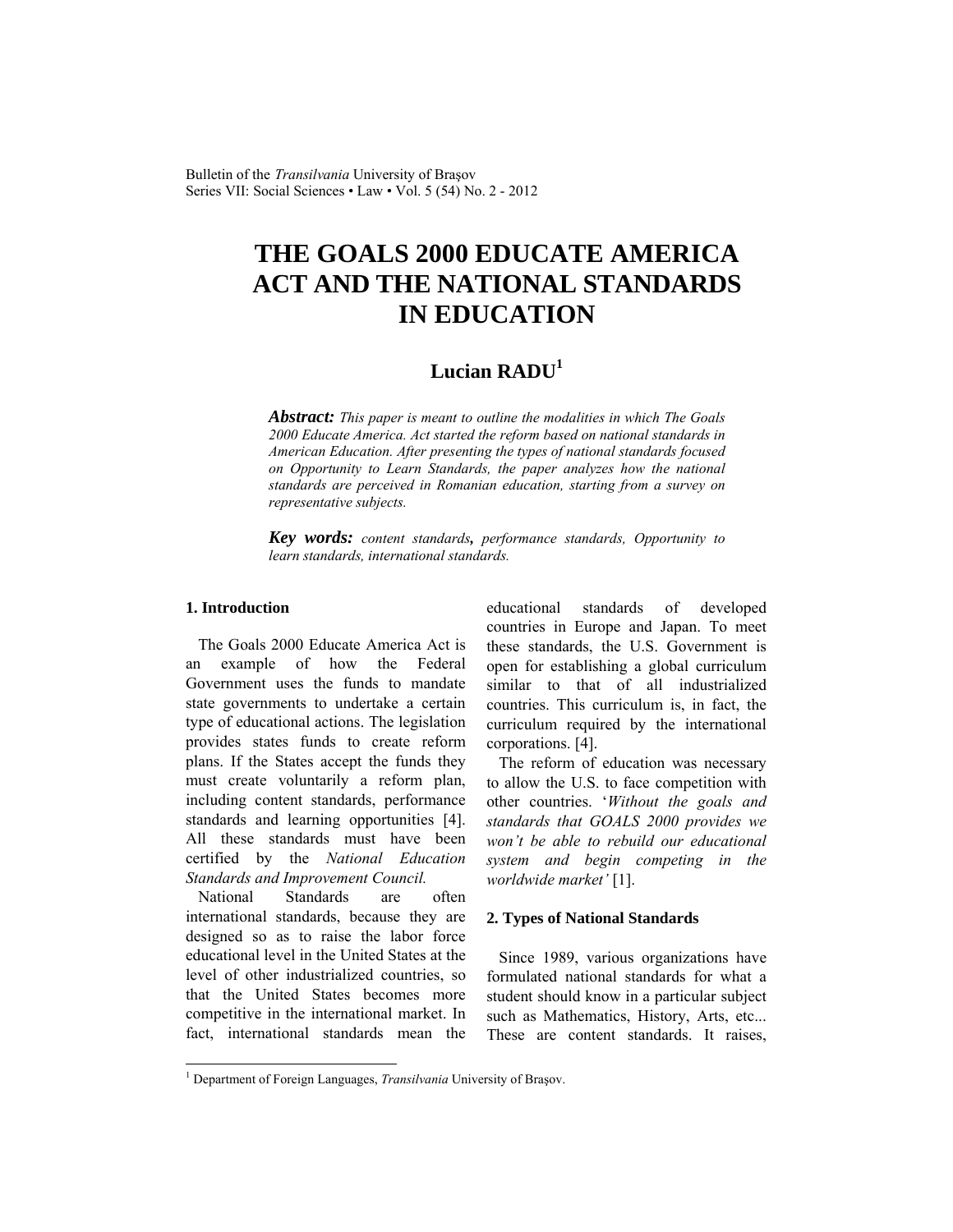# THE GOALS 2000 EDUCATE AMERICA ACT AND THE NATIONAL STANDARDS IN EDUCATION

## Lucian RADU[1]

***Abstract:*** *This paper is meant to outline the modalities in which The Goals 2000 Educate America. Act started the reform based on national standards in American Education. After presenting the types of national standards focused on Opportunity to Learn Standards, the paper analyzes how the national standards are perceived in Romanian education, starting from a survey on representative subjects.*

***Key words:*** *content standards, performance standards, Opportunity to learn standards, international standards.*

### 1. Introduction

The Goals 2000 Educate America Act is an example of how the Federal Government uses the funds to mandate state governments to undertake a certain type of educational actions. The legislation provides states funds to create reform plans. If the States accept the funds they must create voluntarily a reform plan, including content standards, performance standards and learning opportunities [4]. All these standards must have been certified by the *National Education Standards and Improvement Council.*

National Standards are often international standards, because they are designed so as to raise the labor force educational level in the United States at the level of other industrialized countries, so that the United States becomes more competitive in the international market. In fact, international standards mean the educational standards of developed countries in Europe and Japan. To meet these standards, the U.S. Government is open for establishing a global curriculum similar to that of all industrialized countries. This curriculum is, in fact, the curriculum required by the international corporations. [4].

The reform of education was necessary to allow the U.S. to face competition with other countries. '*Without the goals and standards that GOALS 2000 provides we won't be able to rebuild our educational system and begin competing in the worldwide market'* [1].

### 2. Types of National Standards

Since 1989, various organizations have formulated national standards for what a student should know in a particular subject such as Mathematics, History, Arts, etc... These are content standards. It raises,

---

[1] Department of Foreign Languages, *Transilvania* University of Braşov.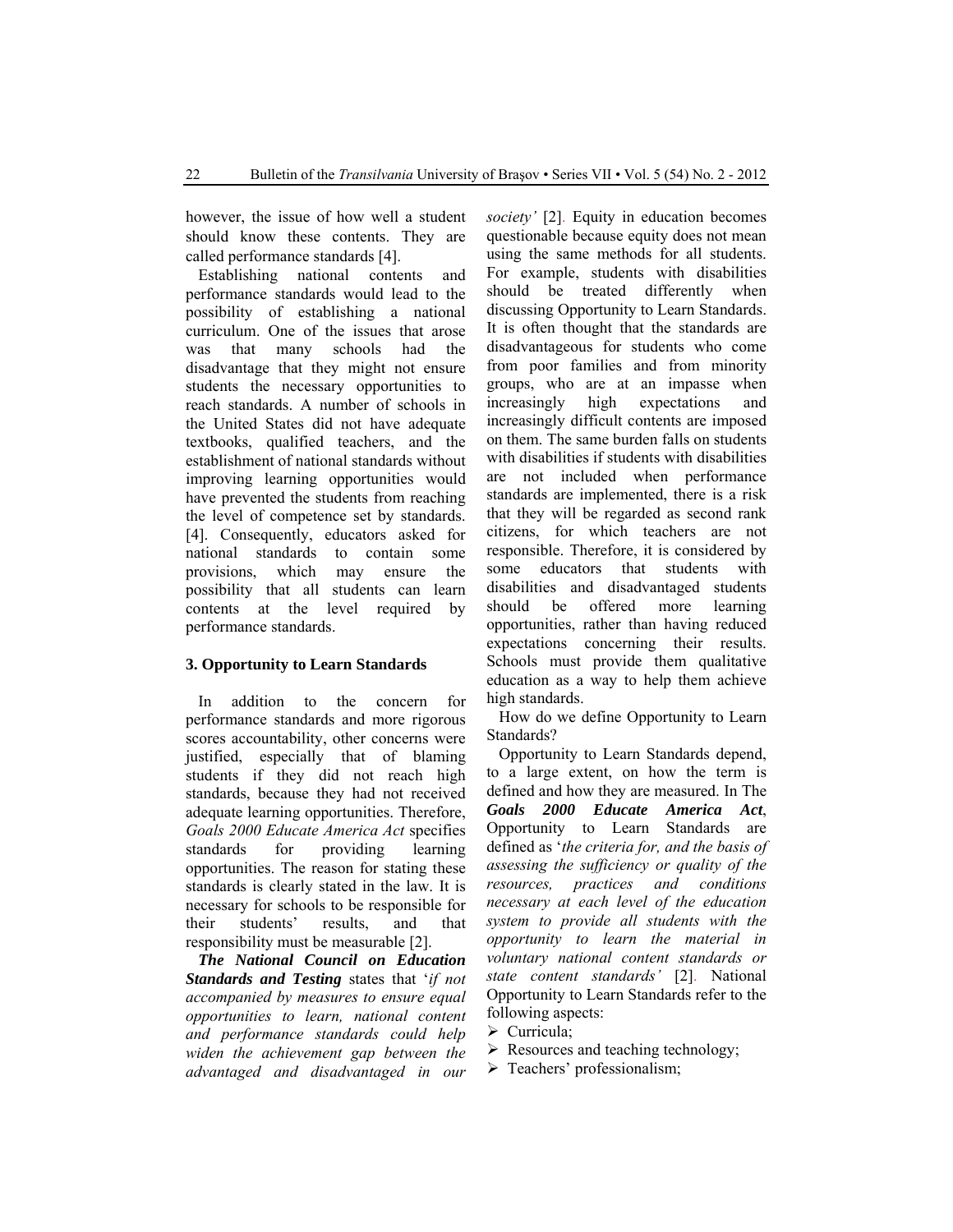however, the issue of how well a student should know these contents. They are called performance standards [4].

Establishing national contents and performance standards would lead to the possibility of establishing a national curriculum. One of the issues that arose was that many schools had the disadvantage that they might not ensure students the necessary opportunities to reach standards. A number of schools in the United States did not have adequate textbooks, qualified teachers, and the establishment of national standards without improving learning opportunities would have prevented the students from reaching the level of competence set by standards. [4]. Consequently, educators asked for national standards to contain some provisions, which may ensure the possibility that all students can learn contents at the level required by performance standards.

## 3. Opportunity to Learn Standards

In addition to the concern for performance standards and more rigorous scores accountability, other concerns were justified, especially that of blaming students if they did not reach high standards, because they had not received adequate learning opportunities. Therefore, *Goals 2000 Educate America Act* specifies standards for providing learning opportunities. The reason for stating these standards is clearly stated in the law. It is necessary for schools to be responsible for their students' results, and that responsibility must be measurable [2].

***The National Council on Education Standards and Testing*** states that '*if not accompanied by measures to ensure equal opportunities to learn, national content and performance standards could help widen the achievement gap between the advantaged and disadvantaged in our society'* [2]. Equity in education becomes questionable because equity does not mean using the same methods for all students. For example, students with disabilities should be treated differently when discussing Opportunity to Learn Standards. It is often thought that the standards are disadvantageous for students who come from poor families and from minority groups, who are at an impasse when increasingly high expectations and increasingly difficult contents are imposed on them. The same burden falls on students with disabilities if students with disabilities are not included when performance standards are implemented, there is a risk that they will be regarded as second rank citizens, for which teachers are not responsible. Therefore, it is considered by some educators that students with disabilities and disadvantaged students should be offered more learning opportunities, rather than having reduced expectations concerning their results. Schools must provide them qualitative education as a way to help them achieve high standards.

How do we define Opportunity to Learn Standards?

Opportunity to Learn Standards depend, to a large extent, on how the term is defined and how they are measured. In The ***Goals 2000 Educate America Act***, Opportunity to Learn Standards are defined as '*the criteria for, and the basis of assessing the sufficiency or quality of the resources, practices and conditions necessary at each level of the education system to provide all students with the opportunity to learn the material in voluntary national content standards or state content standards'* [2]. National Opportunity to Learn Standards refer to the following aspects:

- Curricula;
- Resources and teaching technology;
- Teachers' professionalism;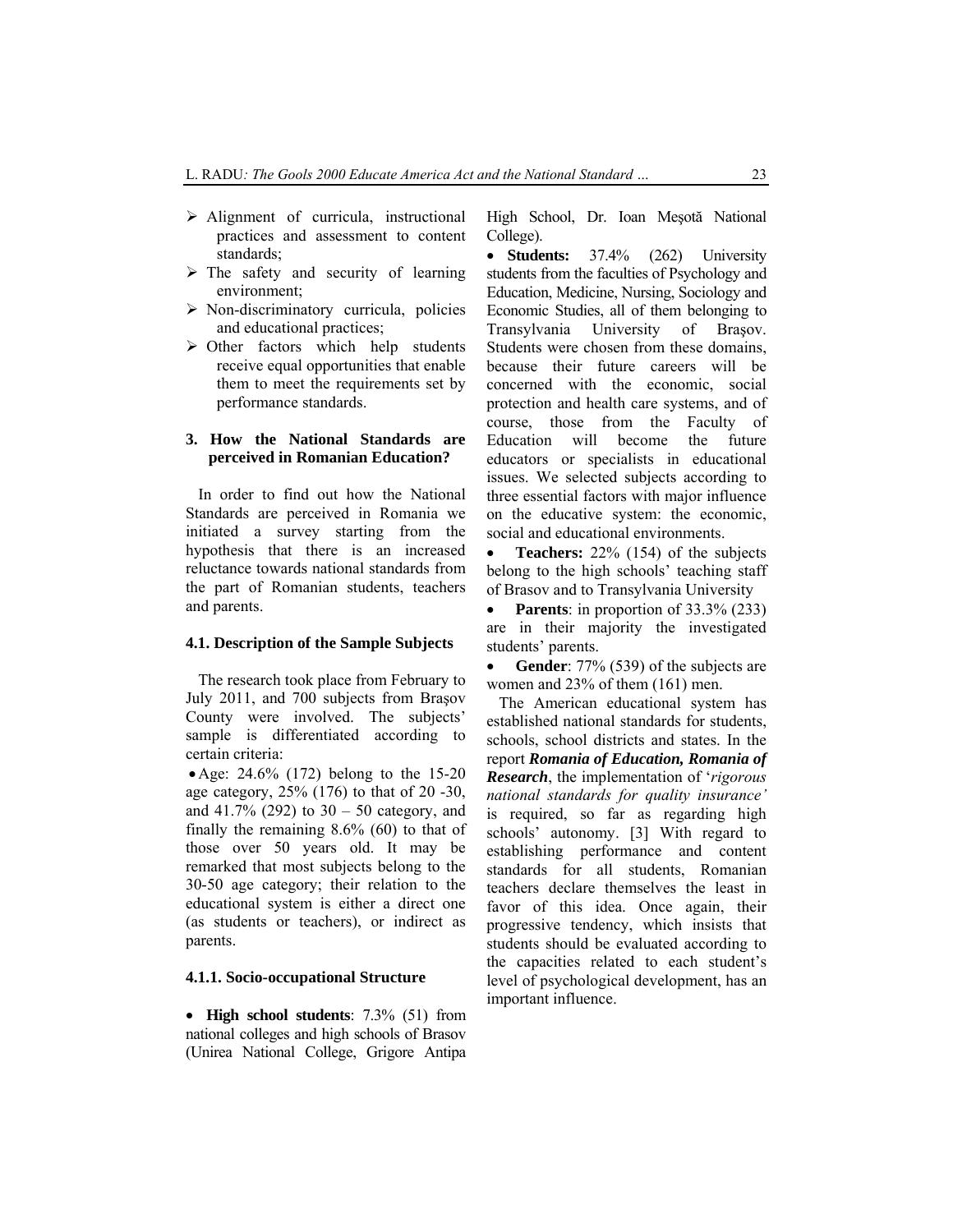- Alignment of curricula, instructional practices and assessment to content standards;
- The safety and security of learning environment;
- Non-discriminatory curricula, policies and educational practices;
- Other factors which help students receive equal opportunities that enable them to meet the requirements set by performance standards.

## 3. How the National Standards are perceived in Romanian Education?

In order to find out how the National Standards are perceived in Romania we initiated a survey starting from the hypothesis that there is an increased reluctance towards national standards from the part of Romanian students, teachers and parents.

### 4.1. Description of the Sample Subjects

The research took place from February to July 2011, and 700 subjects from Braşov County were involved. The subjects' sample is differentiated according to certain criteria:

- Age: 24.6% (172) belong to the 15-20 age category, 25% (176) to that of 20 -30, and 41.7% (292) to 30 – 50 category, and finally the remaining 8.6% (60) to that of those over 50 years old. It may be remarked that most subjects belong to the 30-50 age category; their relation to the educational system is either a direct one (as students or teachers), or indirect as parents.

#### 4.1.1. Socio-occupational Structure

- **High school students**: 7.3% (51) from national colleges and high schools of Brasov (Unirea National College, Grigore Antipa High School, Dr. Ioan Meşotă National College).
- **Students:** 37.4% (262) University students from the faculties of Psychology and Education, Medicine, Nursing, Sociology and Economic Studies, all of them belonging to Transylvania University of Braşov. Students were chosen from these domains, because their future careers will be concerned with the economic, social protection and health care systems, and of course, those from the Faculty of Education will become the future educators or specialists in educational issues. We selected subjects according to three essential factors with major influence on the educative system: the economic, social and educational environments.
- **Teachers:** 22% (154) of the subjects belong to the high schools' teaching staff of Brasov and to Transylvania University
- **Parents**: in proportion of 33.3% (233) are in their majority the investigated students' parents.
- **Gender**: 77% (539) of the subjects are women and 23% of them (161) men.

The American educational system has established national standards for students, schools, school districts and states. In the report ***Romania of Education, Romania of Research***, the implementation of '*rigorous national standards for quality insurance'* is required, so far as regarding high schools' autonomy. [3] With regard to establishing performance and content standards for all students, Romanian teachers declare themselves the least in favor of this idea. Once again, their progressive tendency, which insists that students should be evaluated according to the capacities related to each student's level of psychological development, has an important influence.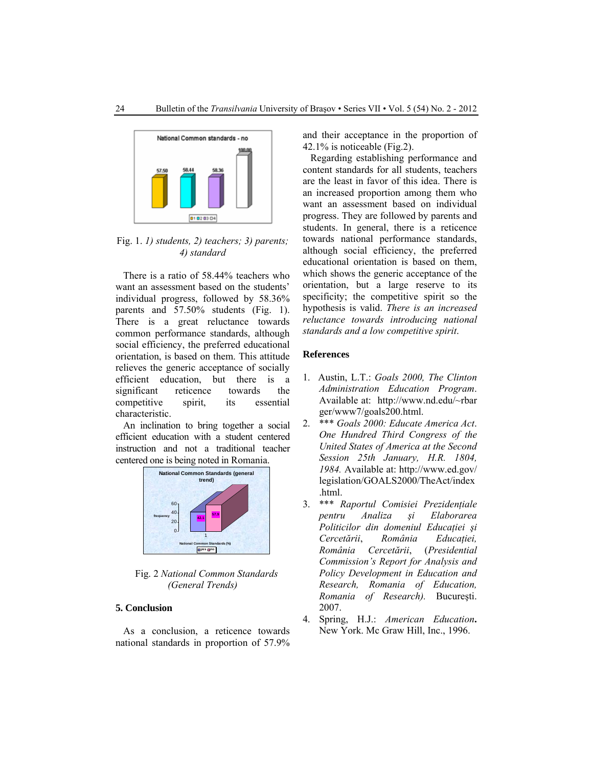National Common standards - no

57.50 58.44 58.36 100.00

1 2 3 4

Fig. 1. *1) students, 2) teachers; 3) parents; 4) standard*

There is a ratio of 58.44% teachers who want an assessment based on the students' individual progress, followed by 58.36% parents and 57.50% students (Fig. 1). There is a great reluctance towards common performance standards, although social efficiency, the preferred educational orientation, is based on them. This attitude relieves the generic acceptance of socially efficient education, but there is a significant reticence towards the competitive spirit, its essential characteristic.

An inclination to bring together a social efficient education with a student centered instruction and not a traditional teacher centered one is being noted in Romania.

National Common Standards (general trend)

frequency

60
40
20
0

42.1
57.9

1

National Common Standards (%)

yes no

Fig. 2 *National Common Standards (General Trends)*

## 5. Conclusion

As a conclusion, a reticence towards national standards in proportion of 57.9% and their acceptance in the proportion of 42.1% is noticeable (Fig.2).

Regarding establishing performance and content standards for all students, teachers are the least in favor of this idea. There is an increased proportion among them who want an assessment based on individual progress. They are followed by parents and students. In general, there is a reticence towards national performance standards, although social efficiency, the preferred educational orientation is based on them, which shows the generic acceptance of the orientation, but a large reserve to its specificity; the competitive spirit so the hypothesis is valid. *There is an increased reluctance towards introducing national standards and a low competitive spirit.*

## References

1. Austin, L.T.: *Goals 2000, The Clinton Administration Education Program*. Available at: http://www.nd.edu/~rbarger/www7/goals200.html.
2. *** *Goals 2000: Educate America Act. One Hundred Third Congress of the United States of America at the Second Session 25th January, H.R. 1804, 1984.* Available at: http://www.ed.gov/legislation/GOALS2000/TheAct/index.html.
3. *** *Raportul Comisiei Prezidenţiale pentru Analiza şi Elaborarea Politicilor din domeniul Educaţiei şi Cercetării, România Educaţiei, România Cercetării, (Presidential Commission's Report for Analysis and Policy Development in Education and Research, Romania of Education, Romania of Research).* Bucureşti. 2007.
4. Spring, H.J.: *American Education***.** New York. Mc Graw Hill, Inc., 1996.